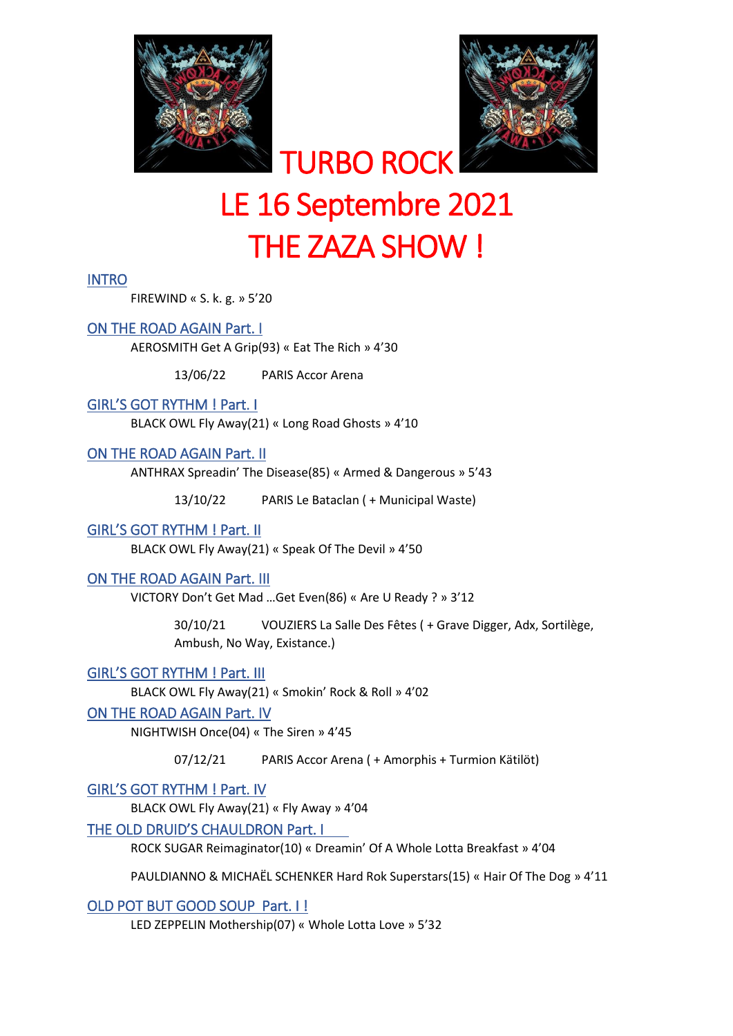# TURBO ROCK

# LE 16 Septembre 2021

# THE ZAZA SHOW !

## INTRO

FIREWIND « S. k. g. » 5'20

## ON THE ROAD AGAIN Part. I

AEROSMITH Get A Grip(93) « Eat The Rich » 4'30

13/06/22 PARIS Accor Arena

## GIRL'S GOT RYTHM ! Part. I

BLACK OWL Fly Away(21) « Long Road Ghosts » 4'10

## ON THE ROAD AGAIN Part. II

ANTHRAX Spreadin' The Disease(85) « Armed & Dangerous » 5'43

13/10/22 PARIS Le Bataclan ( + Municipal Waste)

## GIRL'S GOT RYTHM ! Part. II

BLACK OWL Fly Away(21) « Speak Of The Devil » 4'50

## ON THE ROAD AGAIN Part. III

VICTORY Don't Get Mad …Get Even(86) « Are U Ready ? » 3'12

30/10/21 VOUZIERS La Salle Des Fêtes ( + Grave Digger, Adx, Sortilège, Ambush, No Way, Existance.)

## GIRL'S GOT RYTHM ! Part. III

BLACK OWL Fly Away(21) « Smokin' Rock & Roll » 4'02

## ON THE ROAD AGAIN Part. IV

NIGHTWISH Once(04) « The Siren » 4'45

07/12/21 PARIS Accor Arena ( + Amorphis + Turmion Kätilöt)

## GIRL'S GOT RYTHM ! Part. IV

BLACK OWL Fly Away(21) « Fly Away » 4'04

## THE OLD DRUID'S CHAULDRON Part. I

ROCK SUGAR Reimaginator(10) « Dreamin' Of A Whole Lotta Breakfast » 4'04

PAULDIANNO & MICHAËL SCHENKER Hard Rok Superstars(15) « Hair Of The Dog » 4'11

## OLD POT BUT GOOD SOUP Part. I !

LED ZEPPELIN Mothership(07) « Whole Lotta Love » 5'32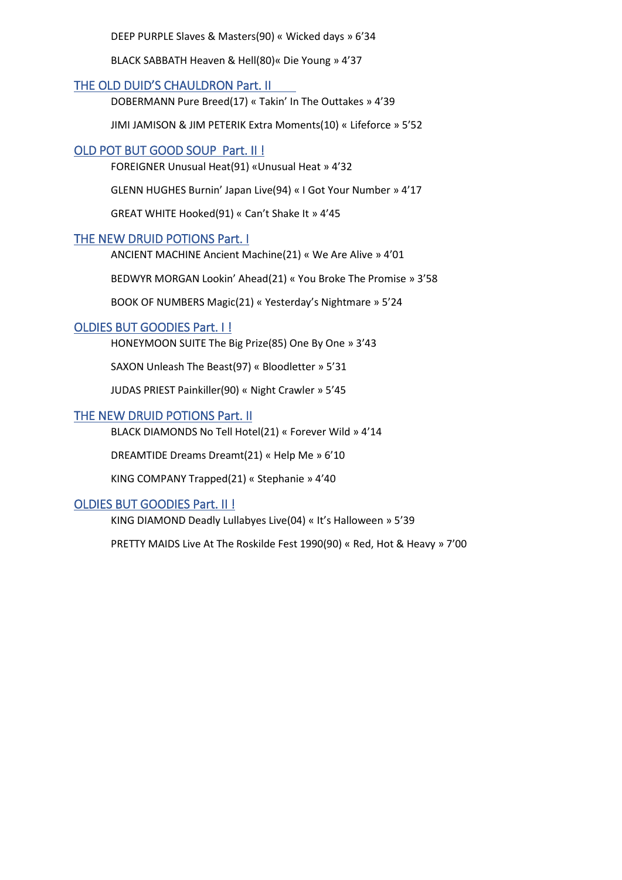DEEP PURPLE Slaves & Masters(90) « Wicked days » 6'34

BLACK SABBATH Heaven & Hell(80)« Die Young » 4'37

## THE OLD DUID'S CHAULDRON Part. II

DOBERMANN Pure Breed(17) « Takin' In The Outtakes » 4'39

JIMI JAMISON & JIM PETERIK Extra Moments(10) « Lifeforce » 5'52

## OLD POT BUT GOOD SOUP Part. II !

FOREIGNER Unusual Heat(91) «Unusual Heat » 4'32

GLENN HUGHES Burnin' Japan Live(94) « I Got Your Number » 4'17

GREAT WHITE Hooked(91) « Can't Shake It » 4'45

## THE NEW DRUID POTIONS Part. I

ANCIENT MACHINE Ancient Machine(21) « We Are Alive » 4'01

BEDWYR MORGAN Lookin' Ahead(21) « You Broke The Promise » 3'58

BOOK OF NUMBERS Magic(21) « Yesterday's Nightmare » 5'24

## OLDIES BUT GOODIES Part. I !

HONEYMOON SUITE The Big Prize(85) One By One » 3'43

SAXON Unleash The Beast(97) « Bloodletter » 5'31

JUDAS PRIEST Painkiller(90) « Night Crawler » 5'45

## THE NEW DRUID POTIONS Part. II

BLACK DIAMONDS No Tell Hotel(21) « Forever Wild » 4'14

DREAMTIDE Dreams Dreamt(21) « Help Me » 6'10

KING COMPANY Trapped(21) « Stephanie » 4'40

## OLDIES BUT GOODIES Part. II !

KING DIAMOND Deadly Lullabyes Live(04) « It's Halloween » 5'39

PRETTY MAIDS Live At The Roskilde Fest 1990(90) « Red, Hot & Heavy » 7'00